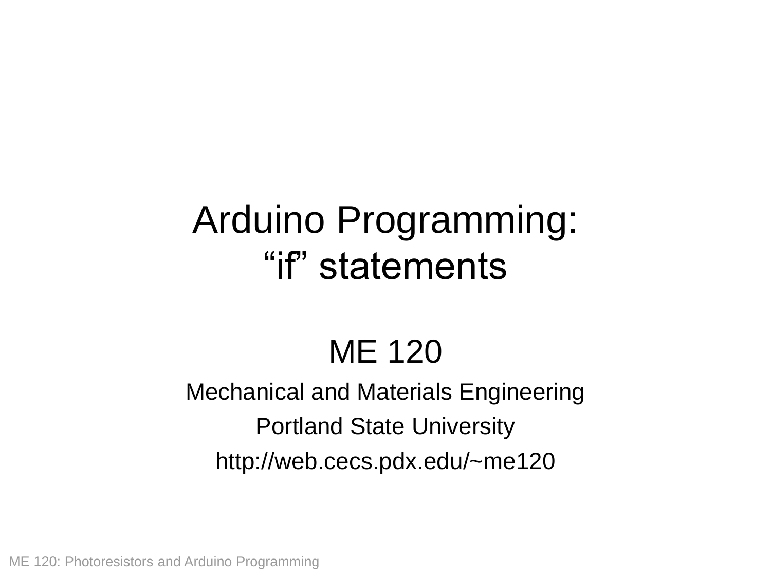# Arduino Programming: “if” statements

ME 120

Mechanical and Materials Engineering

Portland State University

http://web.cecs.pdx.edu/~me120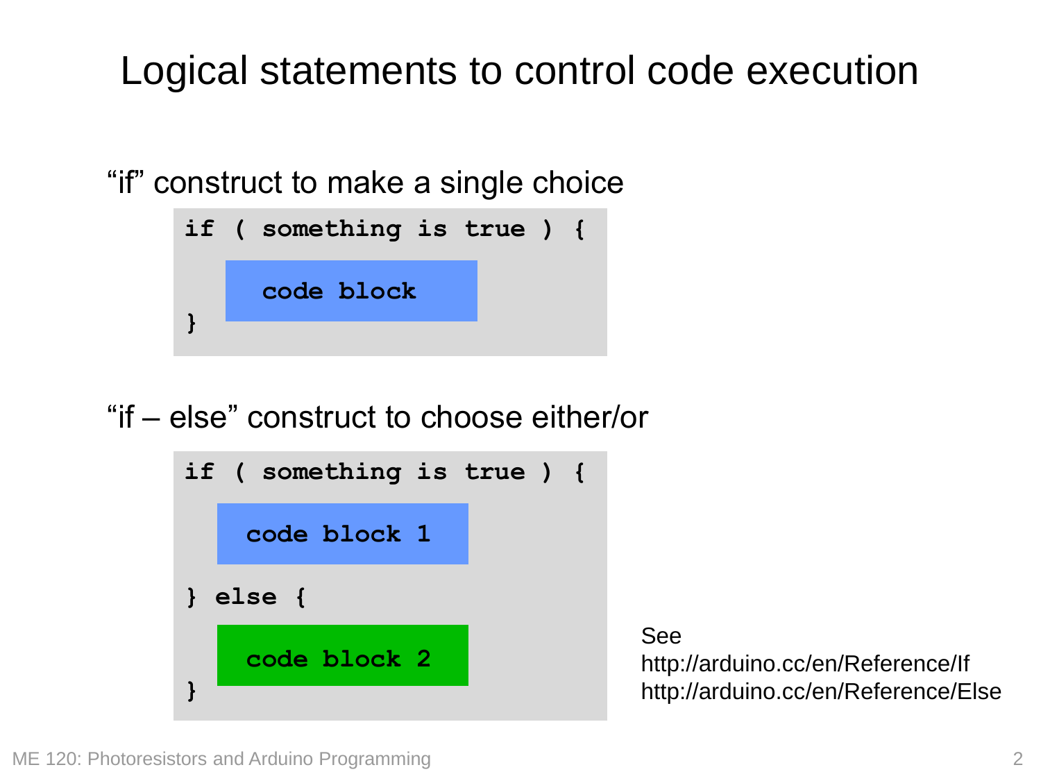# Logical statements to control code execution

"if" construct to make a single choice

```
if ( something is true ) {

    code block

}
```

"if – else" construct to choose either/or

```
if ( something is true ) {

    code block 1

} else {

    code block 2

}
```

See
http://arduino.cc/en/Reference/If
http://arduino.cc/en/Reference/Else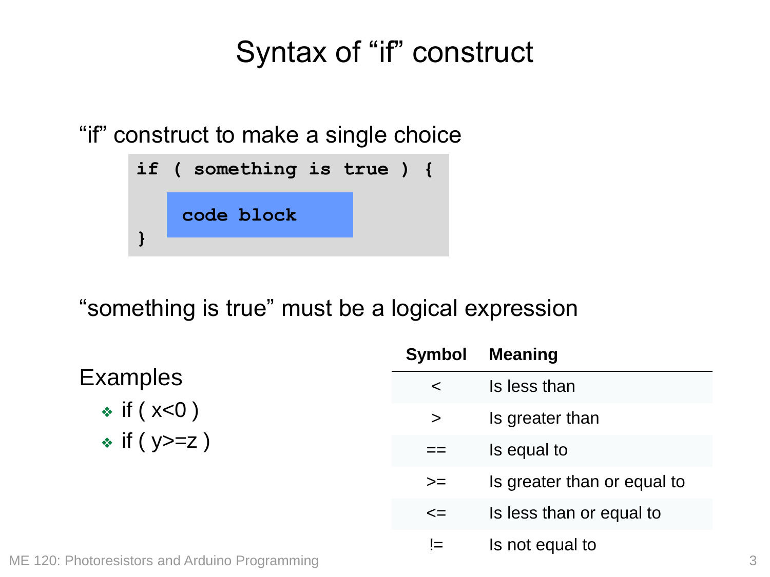# Syntax of "if" construct

"if" construct to make a single choice

```
if ( something is true ) {
    code block
}
```

"something is true" must be a logical expression

Examples

- if ( x<0 )
- if ( y>=z )

| Symbol | Meaning |
|---|---|
| < | Is less than |
| > | Is greater than |
| == | Is equal to |
| >= | Is greater than or equal to |
| <= | Is less than or equal to |
| != | Is not equal to |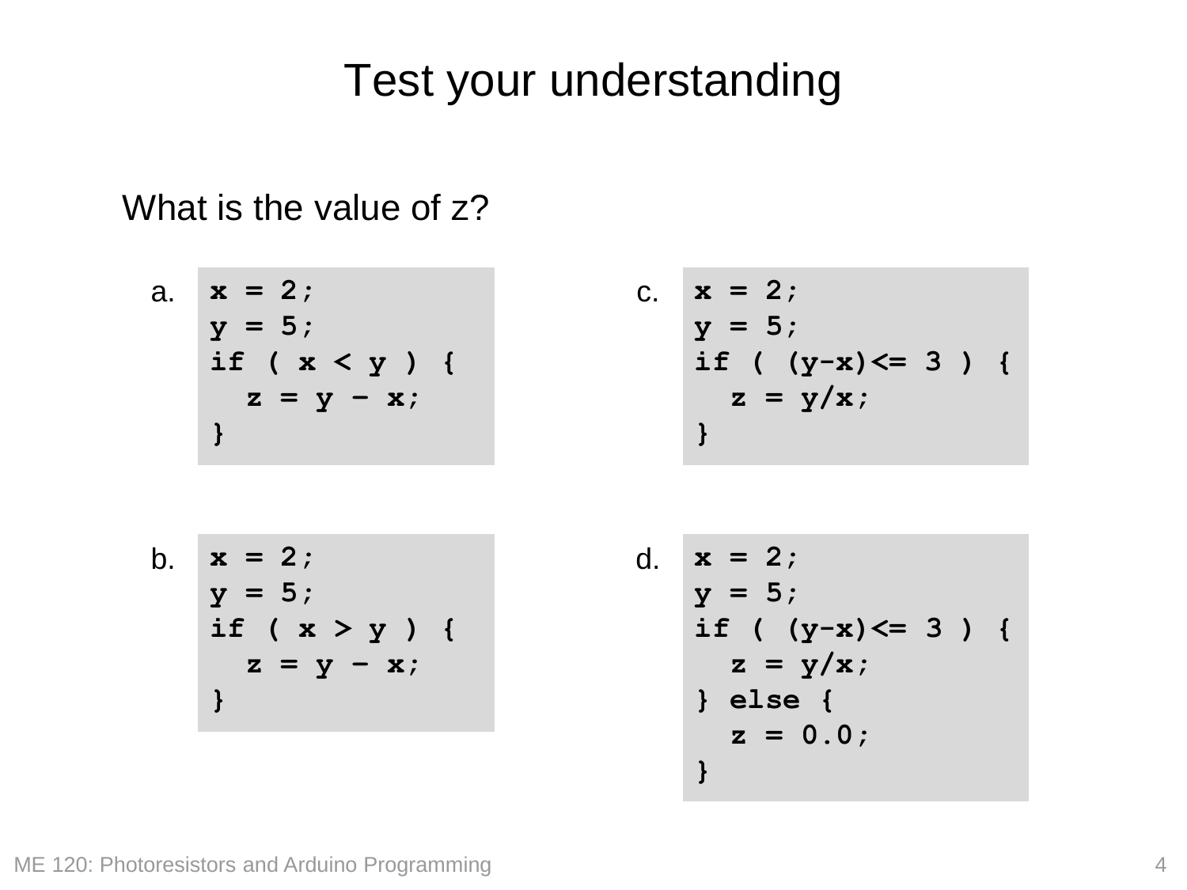# Test your understanding

What is the value of z?

a.

```
x = 2;
y = 5;
if ( x < y ) {
  z = y – x;
}
```

b.

```
x = 2;
y = 5;
if ( x > y ) {
  z = y – x;
}
```

c.

```
x = 2;
y = 5;
if ( (y-x)<= 3 ) {
  z = y/x;
}
```

d.

```
x = 2;
y = 5;
if ( (y-x)<= 3 ) {
  z = y/x;
} else {
  z = 0.0;
}
```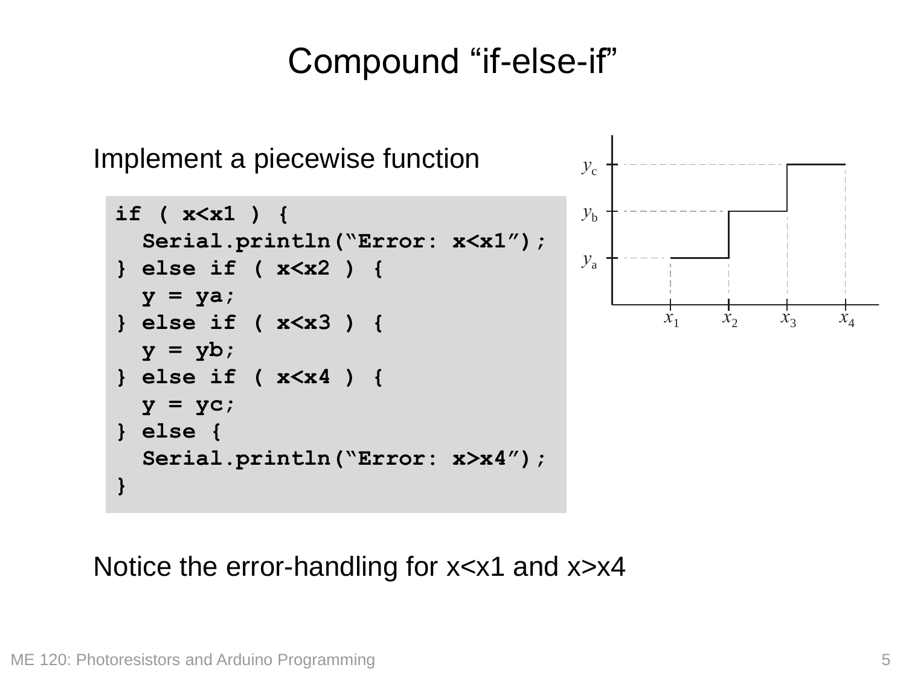# Compound “if-else-if”

Implement a piecewise function

```
if ( x<x1 ) {
  Serial.println(“Error: x<x1”);
} else if ( x<x2 ) {
  y = ya;
} else if ( x<x3 ) {
  y = yb;
} else if ( x<x4 ) {
  y = yc;
} else {
  Serial.println(“Error: x>x4”);
}
```

$y_c$
$y_b$
$y_a$
$x_1$ $x_2$ $x_3$ $x_4$

Notice the error-handling for x<x1 and x>x4